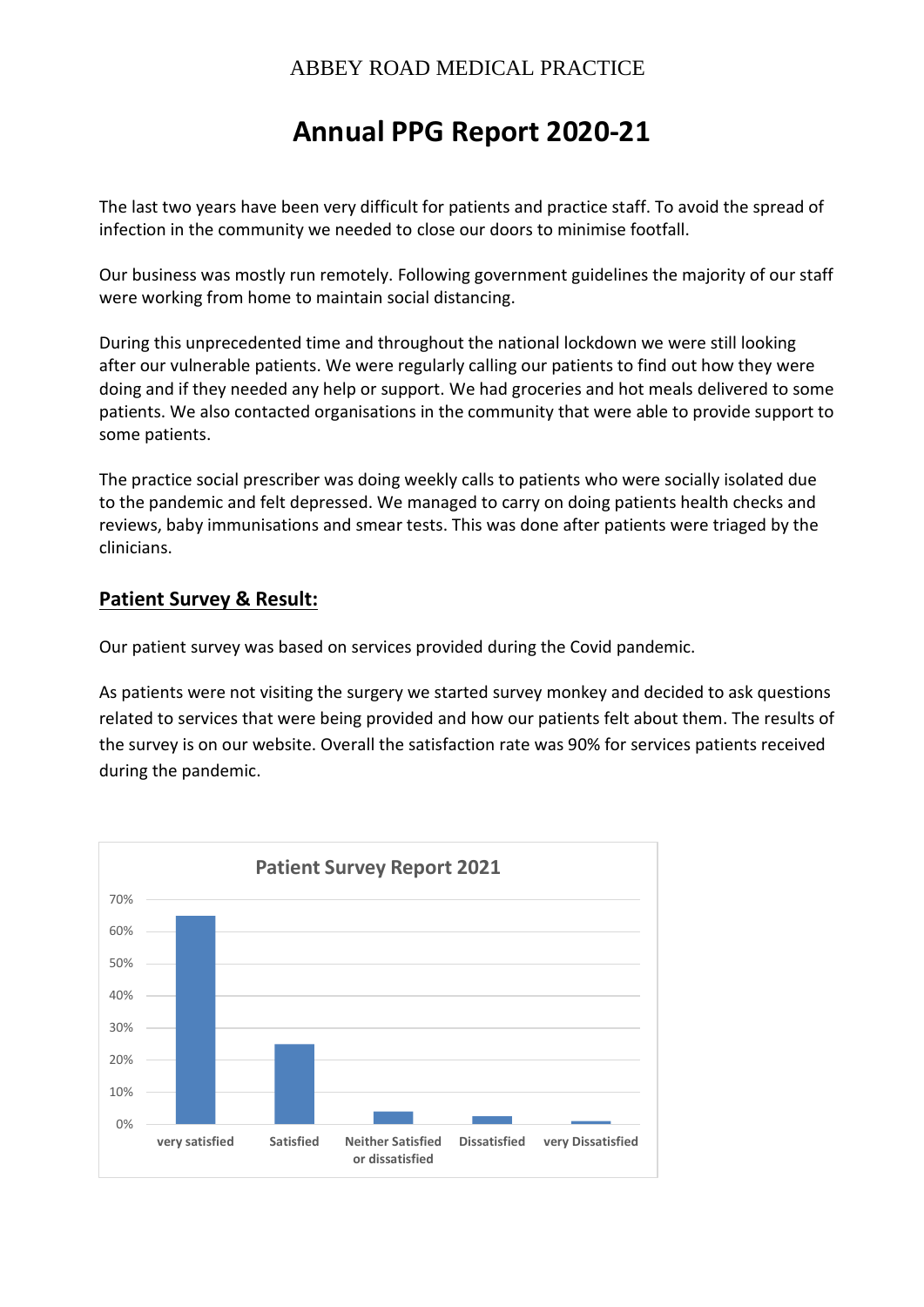ABBEY ROAD MEDICAL PRACTICE

# Annual PPG Report 2020-21

The last two years have been very difficult for patients and practice staff. To avoid the spread of infection in the community we needed to close our doors to minimise footfall.

Our business was mostly run remotely. Following government guidelines the majority of our staff were working from home to maintain social distancing.

During this unprecedented time and throughout the national lockdown we were still looking after our vulnerable patients. We were regularly calling our patients to find out how they were doing and if they needed any help or support. We had groceries and hot meals delivered to some patients. We also contacted organisations in the community that were able to provide support to some patients.

The practice social prescriber was doing weekly calls to patients who were socially isolated due to the pandemic and felt depressed. We managed to carry on doing patients health checks and reviews, baby immunisations and smear tests. This was done after patients were triaged by the clinicians.

## Patient Survey & Result:

Our patient survey was based on services provided during the Covid pandemic.

As patients were not visiting the surgery we started survey monkey and decided to ask questions related to services that were being provided and how our patients felt about them. The results of the survey is on our website. Overall the satisfaction rate was 90% for services patients received during the pandemic.

**Patient Survey Report 2021**

| Response | Percentage |
|---|---|
| very satisfied | ~65% |
| Satisfied | ~25% |
| Neither Satisfied or dissatisfied | ~4% |
| Dissatisfied | ~2.5% |
| very Dissatisfied | ~1% |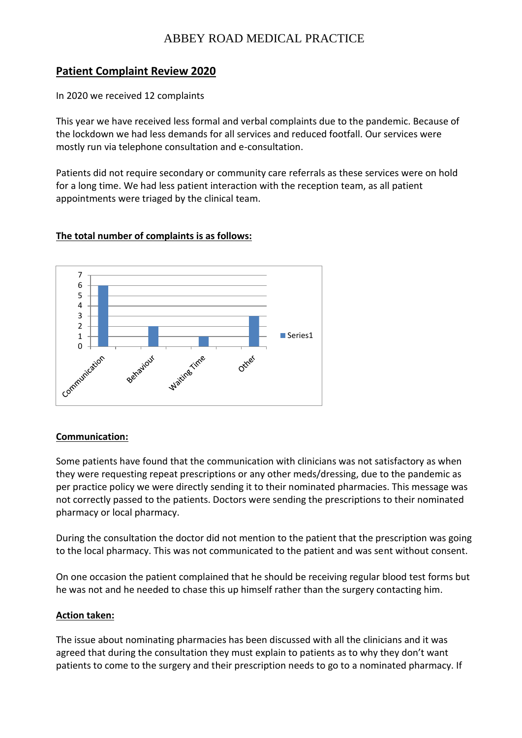## Patient Complaint Review 2020

In 2020 we received 12 complaints

This year we have received less formal and verbal complaints due to the pandemic. Because of the lockdown we had less demands for all services and reduced footfall. Our services were mostly run via telephone consultation and e-consultation.

Patients did not require secondary or community care referrals as these services were on hold for a long time. We had less patient interaction with the reception team, as all patient appointments were triaged by the clinical team.

### The total number of complaints is as follows:

| Category | Series1 |
| --- | --- |
| Communication | 6 |
| Behaviour | 2 |
| Waiting Time | 1 |
| Other | 3 |

### Communication:

Some patients have found that the communication with clinicians was not satisfactory as when they were requesting repeat prescriptions or any other meds/dressing, due to the pandemic as per practice policy we were directly sending it to their nominated pharmacies. This message was not correctly passed to the patients. Doctors were sending the prescriptions to their nominated pharmacy or local pharmacy.

During the consultation the doctor did not mention to the patient that the prescription was going to the local pharmacy. This was not communicated to the patient and was sent without consent.

On one occasion the patient complained that he should be receiving regular blood test forms but he was not and he needed to chase this up himself rather than the surgery contacting him.

### Action taken:

The issue about nominating pharmacies has been discussed with all the clinicians and it was agreed that during the consultation they must explain to patients as to why they don't want patients to come to the surgery and their prescription needs to go to a nominated pharmacy. If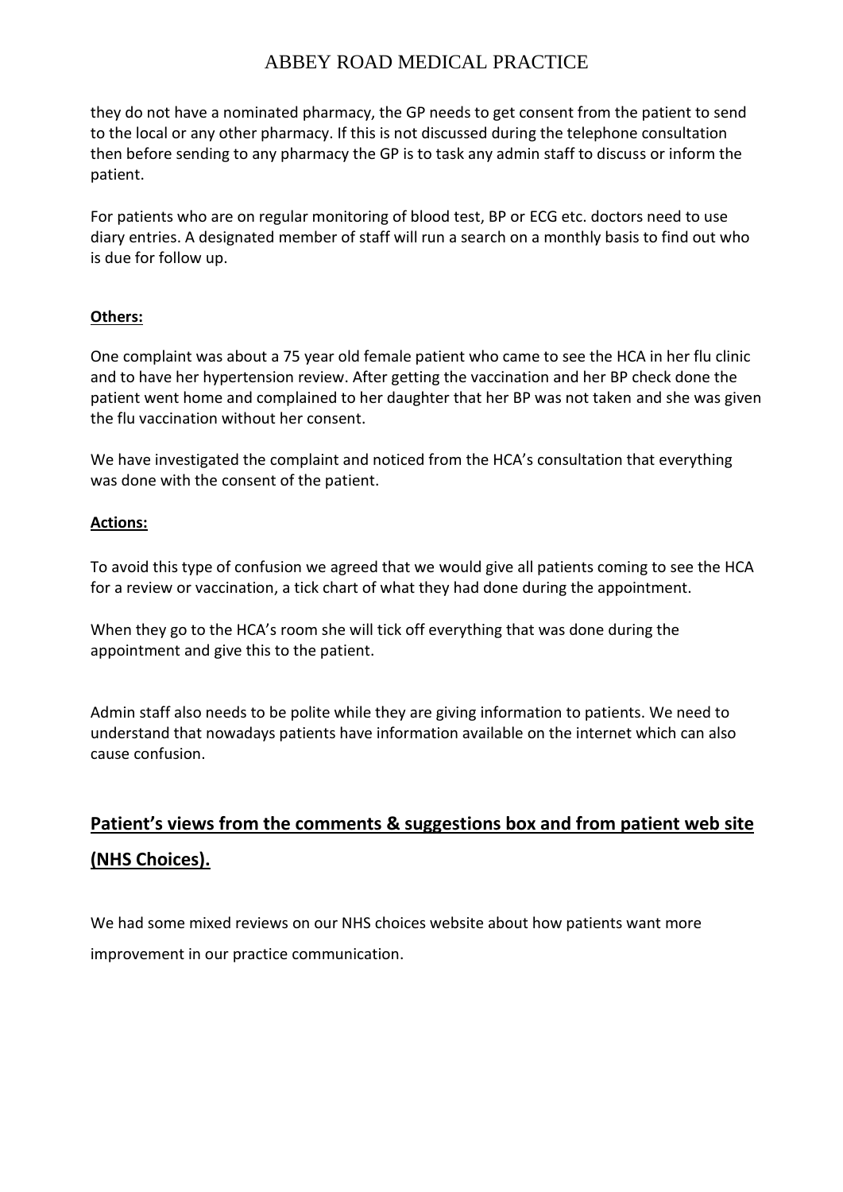they do not have a nominated pharmacy, the GP needs to get consent from the patient to send to the local or any other pharmacy. If this is not discussed during the telephone consultation then before sending to any pharmacy the GP is to task any admin staff to discuss or inform the patient.

For patients who are on regular monitoring of blood test, BP or ECG etc. doctors need to use diary entries. A designated member of staff will run a search on a monthly basis to find out who is due for follow up.

**Others:**

One complaint was about a 75 year old female patient who came to see the HCA in her flu clinic and to have her hypertension review. After getting the vaccination and her BP check done the patient went home and complained to her daughter that her BP was not taken and she was given the flu vaccination without her consent.

We have investigated the complaint and noticed from the HCA's consultation that everything was done with the consent of the patient.

**Actions:**

To avoid this type of confusion we agreed that we would give all patients coming to see the HCA for a review or vaccination, a tick chart of what they had done during the appointment.

When they go to the HCA's room she will tick off everything that was done during the appointment and give this to the patient.

Admin staff also needs to be polite while they are giving information to patients. We need to understand that nowadays patients have information available on the internet which can also cause confusion.

## Patient's views from the comments & suggestions box and from patient web site (NHS Choices).

We had some mixed reviews on our NHS choices website about how patients want more improvement in our practice communication.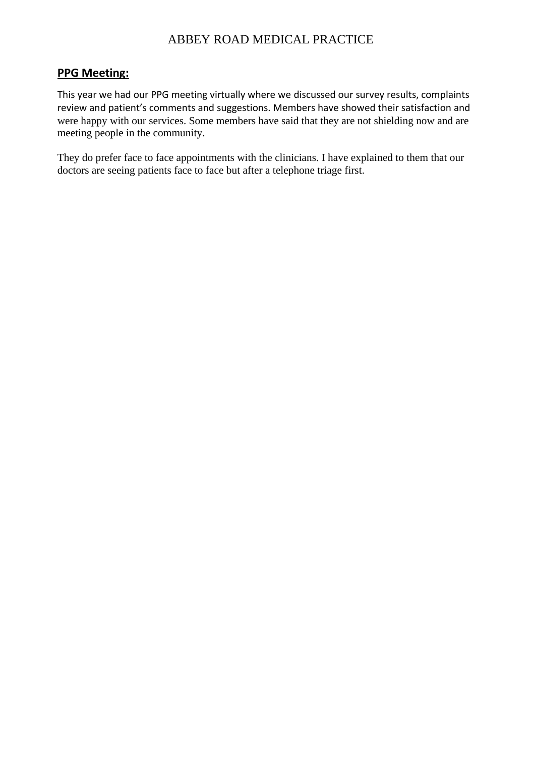ABBEY ROAD MEDICAL PRACTICE

## **PPG Meeting:**

This year we had our PPG meeting virtually where we discussed our survey results, complaints review and patient's comments and suggestions. Members have showed their satisfaction and were happy with our services. Some members have said that they are not shielding now and are meeting people in the community.

They do prefer face to face appointments with the clinicians. I have explained to them that our doctors are seeing patients face to face but after a telephone triage first.